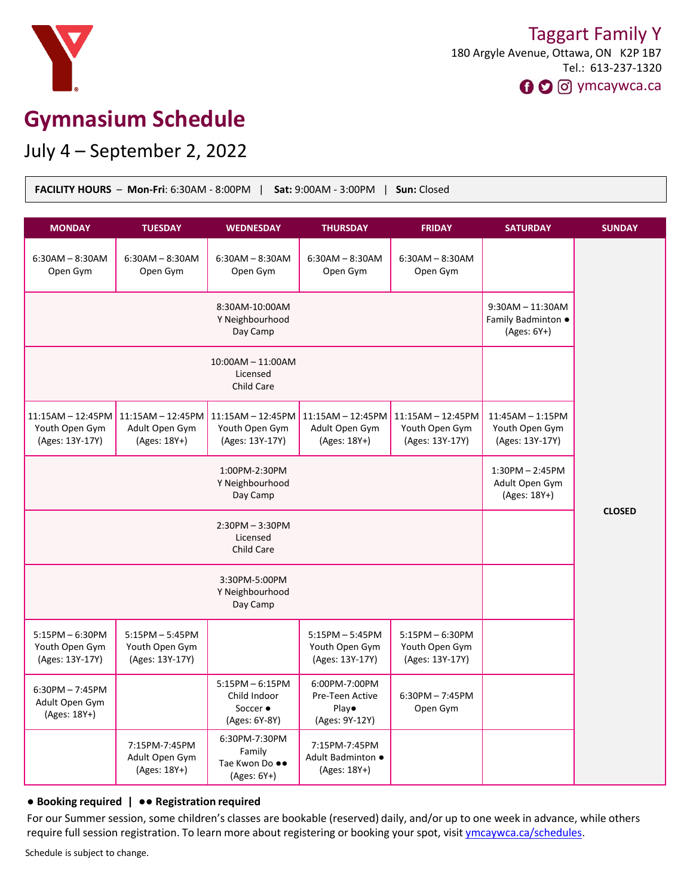Taggart Family Y
180 Argyle Avenue, Ottawa, ON K2P 1B7
Tel.: 613-237-1320
ymcaywca.ca

# Gymnasium Schedule

## July 4 – September 2, 2022

**FACILITY HOURS** – **Mon-Fri**: 6:30AM - 8:00PM | **Sat:** 9:00AM - 3:00PM | **Sun:** Closed

| MONDAY | TUESDAY | WEDNESDAY | THURSDAY | FRIDAY | SATURDAY | SUNDAY |
|---|---|---|---|---|---|---|
| 6:30AM – 8:30AM Open Gym | 6:30AM – 8:30AM Open Gym | 6:30AM – 8:30AM Open Gym | 6:30AM – 8:30AM Open Gym | 6:30AM – 8:30AM Open Gym | | CLOSED |
| 8:30AM-10:00AM Y Neighbourhood Day Camp | 8:30AM-10:00AM Y Neighbourhood Day Camp | 8:30AM-10:00AM Y Neighbourhood Day Camp | 8:30AM-10:00AM Y Neighbourhood Day Camp | 8:30AM-10:00AM Y Neighbourhood Day Camp | 9:30AM – 11:30AM Family Badminton ● (Ages: 6Y+) | CLOSED |
| 10:00AM – 11:00AM Licensed Child Care | 10:00AM – 11:00AM Licensed Child Care | 10:00AM – 11:00AM Licensed Child Care | 10:00AM – 11:00AM Licensed Child Care | 10:00AM – 11:00AM Licensed Child Care | | CLOSED |
| 11:15AM – 12:45PM Youth Open Gym (Ages: 13Y-17Y) | 11:15AM – 12:45PM Adult Open Gym (Ages: 18Y+) | 11:15AM – 12:45PM Youth Open Gym (Ages: 13Y-17Y) | 11:15AM – 12:45PM Adult Open Gym (Ages: 18Y+) | 11:15AM – 12:45PM Youth Open Gym (Ages: 13Y-17Y) | 11:45AM – 1:15PM Youth Open Gym (Ages: 13Y-17Y) | CLOSED |
| 1:00PM-2:30PM Y Neighbourhood Day Camp | 1:00PM-2:30PM Y Neighbourhood Day Camp | 1:00PM-2:30PM Y Neighbourhood Day Camp | 1:00PM-2:30PM Y Neighbourhood Day Camp | 1:00PM-2:30PM Y Neighbourhood Day Camp | 1:30PM – 2:45PM Adult Open Gym (Ages: 18Y+) | CLOSED |
| 2:30PM – 3:30PM Licensed Child Care | 2:30PM – 3:30PM Licensed Child Care | 2:30PM – 3:30PM Licensed Child Care | 2:30PM – 3:30PM Licensed Child Care | 2:30PM – 3:30PM Licensed Child Care | | CLOSED |
| 3:30PM-5:00PM Y Neighbourhood Day Camp | 3:30PM-5:00PM Y Neighbourhood Day Camp | 3:30PM-5:00PM Y Neighbourhood Day Camp | 3:30PM-5:00PM Y Neighbourhood Day Camp | 3:30PM-5:00PM Y Neighbourhood Day Camp | | CLOSED |
| 5:15PM – 6:30PM Youth Open Gym (Ages: 13Y-17Y) | 5:15PM – 5:45PM Youth Open Gym (Ages: 13Y-17Y) | | 5:15PM – 5:45PM Youth Open Gym (Ages: 13Y-17Y) | 5:15PM – 6:30PM Youth Open Gym (Ages: 13Y-17Y) | | CLOSED |
| 6:30PM – 7:45PM Adult Open Gym (Ages: 18Y+) | | 5:15PM – 6:15PM Child Indoor Soccer ● (Ages: 6Y-8Y) | 6:00PM-7:00PM Pre-Teen Active Play● (Ages: 9Y-12Y) | 6:30PM – 7:45PM Open Gym | | CLOSED |
| | 7:15PM-7:45PM Adult Open Gym (Ages: 18Y+) | 6:30PM-7:30PM Family Tae Kwon Do ●● (Ages: 6Y+) | 7:15PM-7:45PM Adult Badminton ● (Ages: 18Y+) | | | CLOSED |

**● Booking required | ●● Registration required**

For our Summer session, some children's classes are bookable (reserved) daily, and/or up to one week in advance, while others require full session registration. To learn more about registering or booking your spot, visit ymcaywca.ca/schedules.

Schedule is subject to change.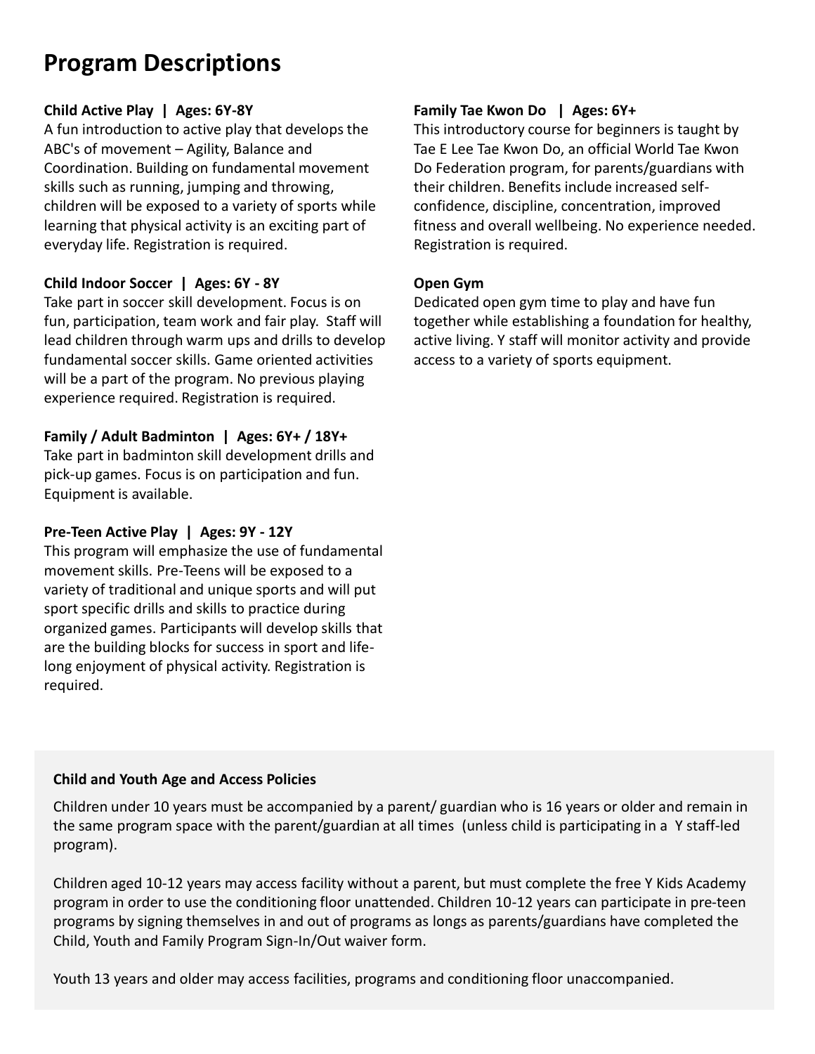# Program Descriptions

**Child Active Play | Ages: 6Y-8Y**
A fun introduction to active play that develops the ABC's of movement – Agility, Balance and Coordination. Building on fundamental movement skills such as running, jumping and throwing, children will be exposed to a variety of sports while learning that physical activity is an exciting part of everyday life. Registration is required.

**Child Indoor Soccer | Ages: 6Y - 8Y**
Take part in soccer skill development. Focus is on fun, participation, team work and fair play. Staff will lead children through warm ups and drills to develop fundamental soccer skills. Game oriented activities will be a part of the program. No previous playing experience required. Registration is required.

**Family / Adult Badminton | Ages: 6Y+ / 18Y+**
Take part in badminton skill development drills and pick-up games. Focus is on participation and fun. Equipment is available.

**Pre-Teen Active Play | Ages: 9Y - 12Y**
This program will emphasize the use of fundamental movement skills. Pre-Teens will be exposed to a variety of traditional and unique sports and will put sport specific drills and skills to practice during organized games. Participants will develop skills that are the building blocks for success in sport and life-long enjoyment of physical activity. Registration is required.

**Family Tae Kwon Do | Ages: 6Y+**
This introductory course for beginners is taught by Tae E Lee Tae Kwon Do, an official World Tae Kwon Do Federation program, for parents/guardians with their children. Benefits include increased self-confidence, discipline, concentration, improved fitness and overall wellbeing. No experience needed. Registration is required.

**Open Gym**
Dedicated open gym time to play and have fun together while establishing a foundation for healthy, active living. Y staff will monitor activity and provide access to a variety of sports equipment.

**Child and Youth Age and Access Policies**

Children under 10 years must be accompanied by a parent/ guardian who is 16 years or older and remain in the same program space with the parent/guardian at all times (unless child is participating in a Y staff-led program).

Children aged 10-12 years may access facility without a parent, but must complete the free Y Kids Academy program in order to use the conditioning floor unattended. Children 10-12 years can participate in pre-teen programs by signing themselves in and out of programs as longs as parents/guardians have completed the Child, Youth and Family Program Sign-In/Out waiver form.

Youth 13 years and older may access facilities, programs and conditioning floor unaccompanied.